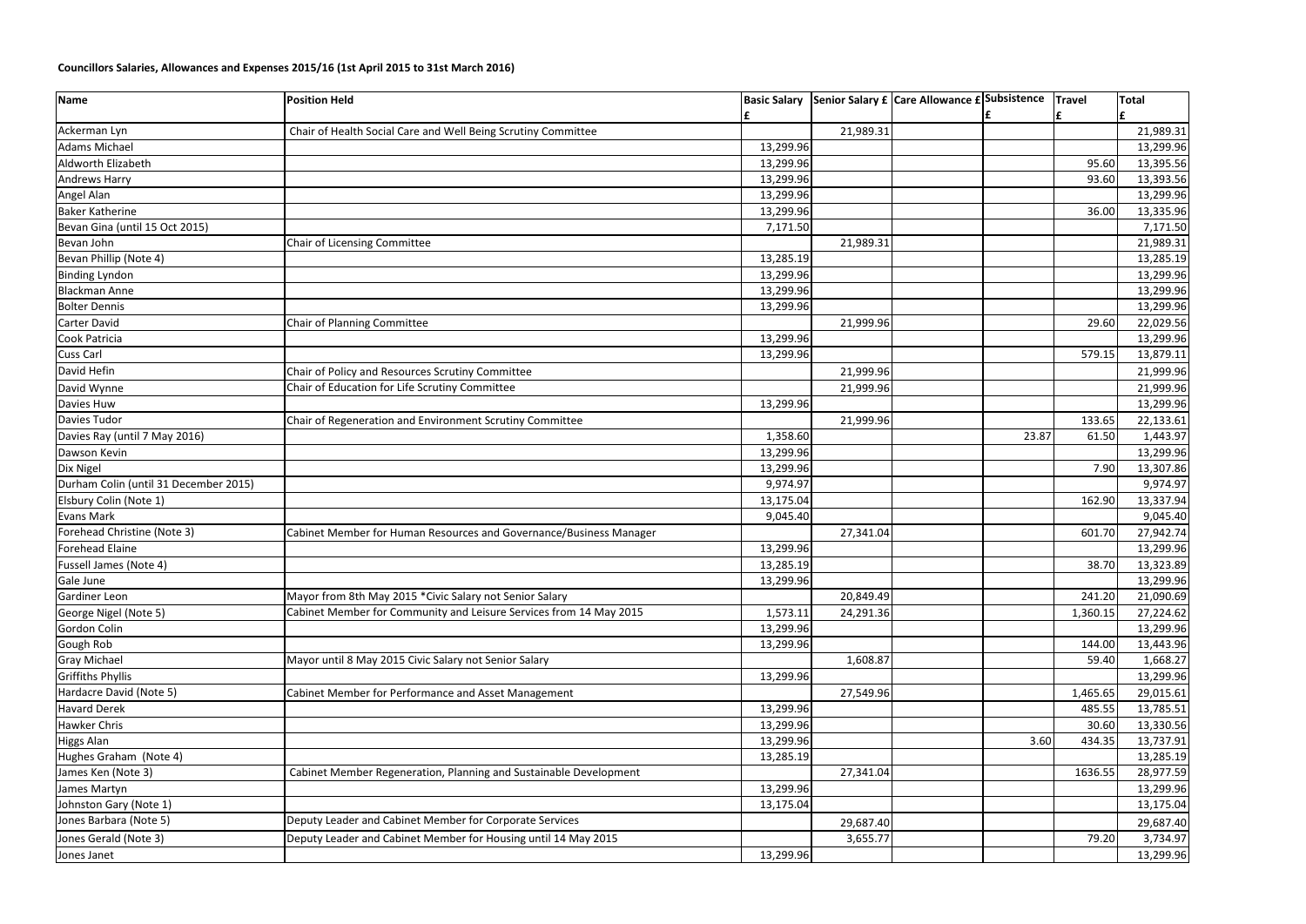**Councillors Salaries, Allowances and Expenses 2015/16 (1st April 2015 to 31st March 2016)**

| Name | Position Held | Basic Salary £ | Senior Salary £ | Care Allowance £ | Subsistence £ | Travel £ | Total £ |
|---|---|---|---|---|---|---|---|
| Ackerman Lyn | Chair of Health Social Care and Well Being Scrutiny Committee | | 21,989.31 | | | | 21,989.31 |
| Adams Michael | | 13,299.96 | | | | | 13,299.96 |
| Aldworth Elizabeth | | 13,299.96 | | | | 95.60 | 13,395.56 |
| Andrews Harry | | 13,299.96 | | | | 93.60 | 13,393.56 |
| Angel Alan | | 13,299.96 | | | | | 13,299.96 |
| Baker Katherine | | 13,299.96 | | | | 36.00 | 13,335.96 |
| Bevan Gina (until 15 Oct 2015) | | 7,171.50 | | | | | 7,171.50 |
| Bevan John | Chair of Licensing Committee | | 21,989.31 | | | | 21,989.31 |
| Bevan Phillip (Note 4) | | 13,285.19 | | | | | 13,285.19 |
| Binding Lyndon | | 13,299.96 | | | | | 13,299.96 |
| Blackman Anne | | 13,299.96 | | | | | 13,299.96 |
| Bolter Dennis | | 13,299.96 | | | | | 13,299.96 |
| Carter David | Chair of Planning Committee | | 21,999.96 | | | 29.60 | 22,029.56 |
| Cook Patricia | | 13,299.96 | | | | | 13,299.96 |
| Cuss Carl | | 13,299.96 | | | | 579.15 | 13,879.11 |
| David Hefin | Chair of Policy and Resources Scrutiny Committee | | 21,999.96 | | | | 21,999.96 |
| David Wynne | Chair of Education for Life Scrutiny Committee | | 21,999.96 | | | | 21,999.96 |
| Davies Huw | | 13,299.96 | | | | | 13,299.96 |
| Davies Tudor | Chair of Regeneration and Environment Scrutiny Committee | | 21,999.96 | | | 133.65 | 22,133.61 |
| Davies Ray (until 7 May 2016) | | 1,358.60 | | | 23.87 | 61.50 | 1,443.97 |
| Dawson Kevin | | 13,299.96 | | | | | 13,299.96 |
| Dix Nigel | | 13,299.96 | | | | 7.90 | 13,307.86 |
| Durham Colin (until 31 December 2015) | | 9,974.97 | | | | | 9,974.97 |
| Elsbury Colin (Note 1) | | 13,175.04 | | | | 162.90 | 13,337.94 |
| Evans Mark | | 9,045.40 | | | | | 9,045.40 |
| Forehead Christine (Note 3) | Cabinet Member for Human Resources and Governance/Business Manager | | 27,341.04 | | | 601.70 | 27,942.74 |
| Forehead Elaine | | 13,299.96 | | | | | 13,299.96 |
| Fussell James (Note 4) | | 13,285.19 | | | | 38.70 | 13,323.89 |
| Gale June | | 13,299.96 | | | | | 13,299.96 |
| Gardiner Leon | Mayor from 8th May 2015 *Civic Salary not Senior Salary | | 20,849.49 | | | 241.20 | 21,090.69 |
| George Nigel (Note 5) | Cabinet Member for Community and Leisure Services from 14 May 2015 | 1,573.11 | 24,291.36 | | | 1,360.15 | 27,224.62 |
| Gordon Colin | | 13,299.96 | | | | | 13,299.96 |
| Gough Rob | | 13,299.96 | | | | 144.00 | 13,443.96 |
| Gray Michael | Mayor until 8 May 2015 Civic Salary not Senior Salary | | 1,608.87 | | | 59.40 | 1,668.27 |
| Griffiths Phyllis | | 13,299.96 | | | | | 13,299.96 |
| Hardacre David (Note 5) | Cabinet Member for Performance and Asset Management | | 27,549.96 | | | 1,465.65 | 29,015.61 |
| Havard Derek | | 13,299.96 | | | | 485.55 | 13,785.51 |
| Hawker Chris | | 13,299.96 | | | | 30.60 | 13,330.56 |
| Higgs Alan | | 13,299.96 | | | 3.60 | 434.35 | 13,737.91 |
| Hughes Graham (Note 4) | | 13,285.19 | | | | | 13,285.19 |
| James Ken (Note 3) | Cabinet Member Regeneration, Planning and Sustainable Development | | 27,341.04 | | | 1636.55 | 28,977.59 |
| James Martyn | | 13,299.96 | | | | | 13,299.96 |
| Johnston Gary (Note 1) | | 13,175.04 | | | | | 13,175.04 |
| Jones Barbara (Note 5) | Deputy Leader and Cabinet Member for Corporate Services | | 29,687.40 | | | | 29,687.40 |
| Jones Gerald (Note 3) | Deputy Leader and Cabinet Member for Housing until 14 May 2015 | | 3,655.77 | | | 79.20 | 3,734.97 |
| Jones Janet | | 13,299.96 | | | | | 13,299.96 |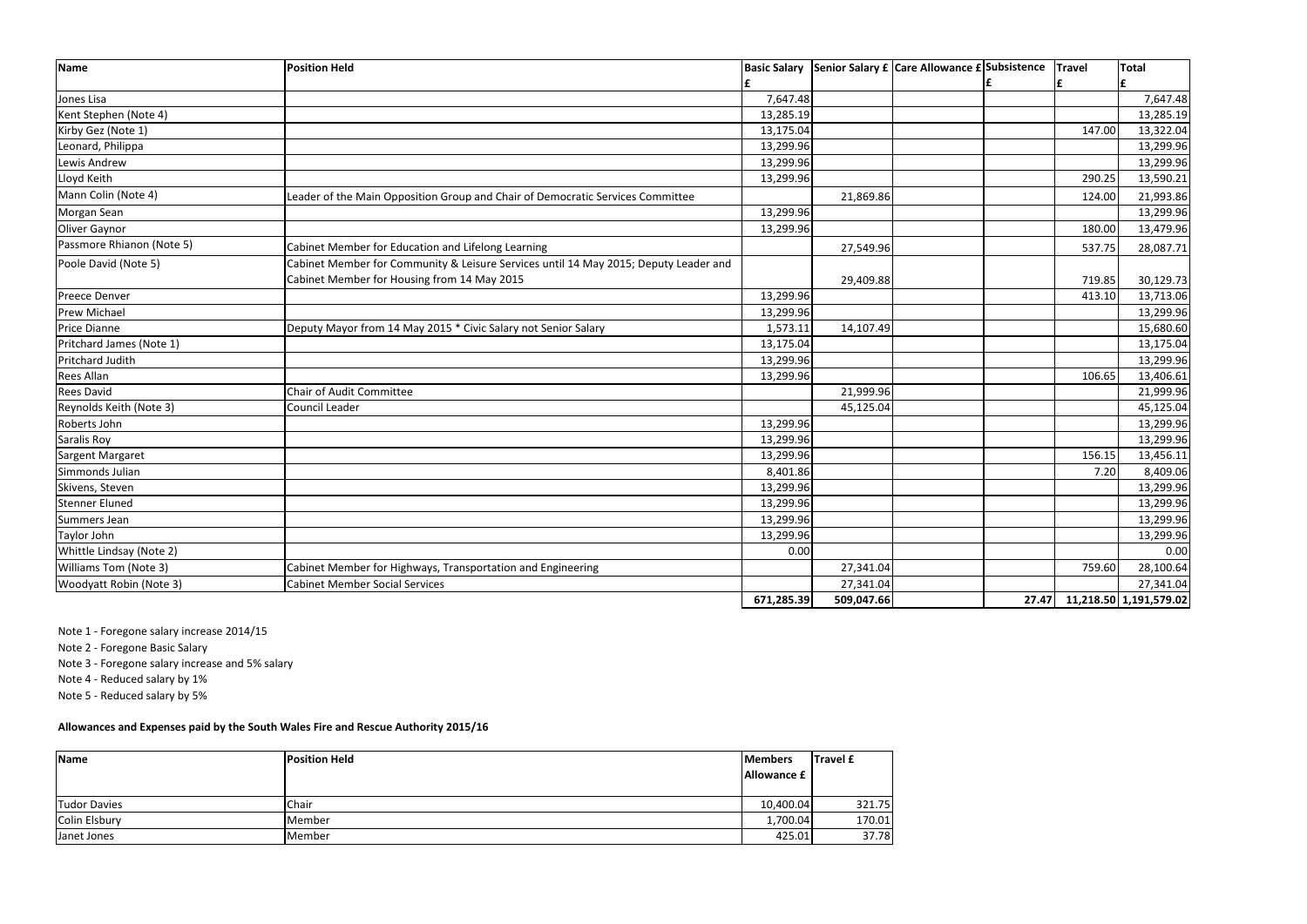| Name | Position Held | Basic Salary £ | Senior Salary £ | Care Allowance £ | Subsistence £ | Travel £ | Total £ |
|---|---|---|---|---|---|---|---|
| Jones Lisa | | 7,647.48 | | | | | 7,647.48 |
| Kent Stephen (Note 4) | | 13,285.19 | | | | | 13,285.19 |
| Kirby Gez (Note 1) | | 13,175.04 | | | | 147.00 | 13,322.04 |
| Leonard, Philippa | | 13,299.96 | | | | | 13,299.96 |
| Lewis Andrew | | 13,299.96 | | | | | 13,299.96 |
| Lloyd Keith | | 13,299.96 | | | | 290.25 | 13,590.21 |
| Mann Colin (Note 4) | Leader of the Main Opposition Group and Chair of Democratic Services Committee | | 21,869.86 | | | 124.00 | 21,993.86 |
| Morgan Sean | | 13,299.96 | | | | | 13,299.96 |
| Oliver Gaynor | | 13,299.96 | | | | 180.00 | 13,479.96 |
| Passmore Rhianon (Note 5) | Cabinet Member for Education and Lifelong Learning | | 27,549.96 | | | 537.75 | 28,087.71 |
| Poole David (Note 5) | Cabinet Member for Community & Leisure Services until 14 May 2015; Deputy Leader and Cabinet Member for Housing from 14 May 2015 | | 29,409.88 | | | 719.85 | 30,129.73 |
| Preece Denver | | 13,299.96 | | | | 413.10 | 13,713.06 |
| Prew Michael | | 13,299.96 | | | | | 13,299.96 |
| Price Dianne | Deputy Mayor from 14 May 2015 * Civic Salary not Senior Salary | 1,573.11 | 14,107.49 | | | | 15,680.60 |
| Pritchard James (Note 1) | | 13,175.04 | | | | | 13,175.04 |
| Pritchard Judith | | 13,299.96 | | | | | 13,299.96 |
| Rees Allan | | 13,299.96 | | | | 106.65 | 13,406.61 |
| Rees David | Chair of Audit Committee | | 21,999.96 | | | | 21,999.96 |
| Reynolds Keith (Note 3) | Council Leader | | 45,125.04 | | | | 45,125.04 |
| Roberts John | | 13,299.96 | | | | | 13,299.96 |
| Saralis Roy | | 13,299.96 | | | | | 13,299.96 |
| Sargent Margaret | | 13,299.96 | | | | 156.15 | 13,456.11 |
| Simmonds Julian | | 8,401.86 | | | | 7.20 | 8,409.06 |
| Skivens, Steven | | 13,299.96 | | | | | 13,299.96 |
| Stenner Eluned | | 13,299.96 | | | | | 13,299.96 |
| Summers Jean | | 13,299.96 | | | | | 13,299.96 |
| Taylor John | | 13,299.96 | | | | | 13,299.96 |
| Whittle Lindsay (Note 2) | | 0.00 | | | | | 0.00 |
| Williams Tom (Note 3) | Cabinet Member for Highways, Transportation and Engineering | | 27,341.04 | | | 759.60 | 28,100.64 |
| Woodyatt Robin (Note 3) | Cabinet Member Social Services | | 27,341.04 | | | | 27,341.04 |
| | | 671,285.39 | 509,047.66 | | 27.47 | 11,218.50 | 1,191,579.02 |

Note 1 - Foregone salary increase 2014/15

Note 2 - Foregone Basic Salary

Note 3 - Foregone salary increase and 5% salary

Note 4 - Reduced salary by 1%

Note 5 - Reduced salary by 5%

**Allowances and Expenses paid by the South Wales Fire and Rescue Authority 2015/16**

| Name | Position Held | Members Allowance £ | Travel £ |
|---|---|---|---|
| Tudor Davies | Chair | 10,400.04 | 321.75 |
| Colin Elsbury | Member | 1,700.04 | 170.01 |
| Janet Jones | Member | 425.01 | 37.78 |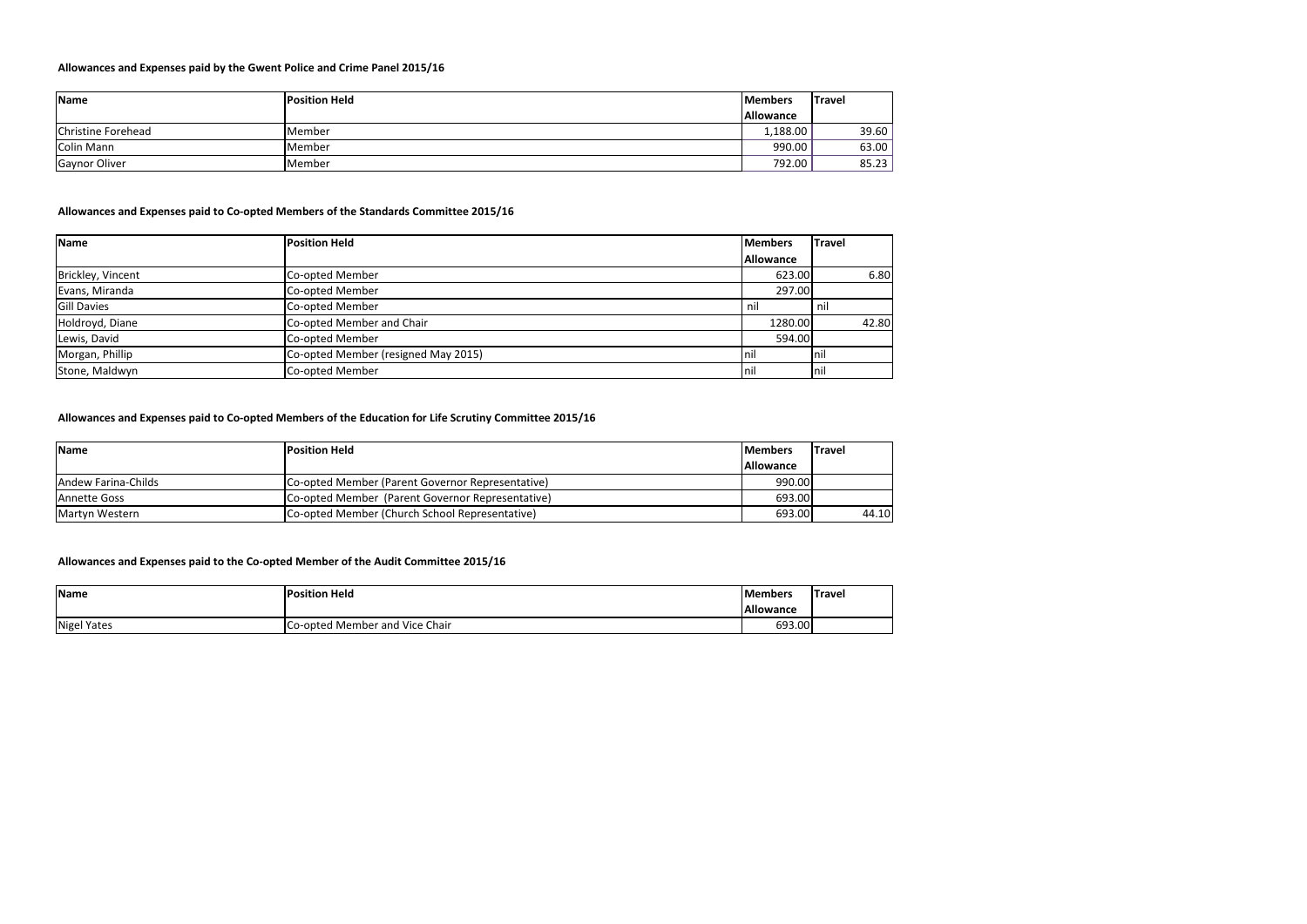**Allowances and Expenses paid by the Gwent Police and Crime Panel 2015/16**

| Name | Position Held | Members Allowance | Travel |
|---|---|---|---|
| Christine Forehead | Member | 1,188.00 | 39.60 |
| Colin Mann | Member | 990.00 | 63.00 |
| Gaynor Oliver | Member | 792.00 | 85.23 |

**Allowances and Expenses paid to Co-opted Members of the Standards Committee 2015/16**

| Name | Position Held | Members Allowance | Travel |
|---|---|---|---|
| Brickley, Vincent | Co-opted Member | 623.00 | 6.80 |
| Evans, Miranda | Co-opted Member | 297.00 | |
| Gill Davies | Co-opted Member | nil | nil |
| Holdroyd, Diane | Co-opted Member and Chair | 1280.00 | 42.80 |
| Lewis, David | Co-opted Member | 594.00 | |
| Morgan, Phillip | Co-opted Member (resigned May 2015) | nil | nil |
| Stone, Maldwyn | Co-opted Member | nil | nil |

**Allowances and Expenses paid to Co-opted Members of the Education for Life Scrutiny Committee 2015/16**

| Name | Position Held | Members Allowance | Travel |
|---|---|---|---|
| Andew Farina-Childs | Co-opted Member (Parent Governor Representative) | 990.00 | |
| Annette Goss | Co-opted Member (Parent Governor Representative) | 693.00 | |
| Martyn Western | Co-opted Member (Church School Representative) | 693.00 | 44.10 |

**Allowances and Expenses paid to the Co-opted Member of the Audit Committee 2015/16**

| Name | Position Held | Members Allowance | Travel |
|---|---|---|---|
| Nigel Yates | Co-opted Member and Vice Chair | 693.00 | |